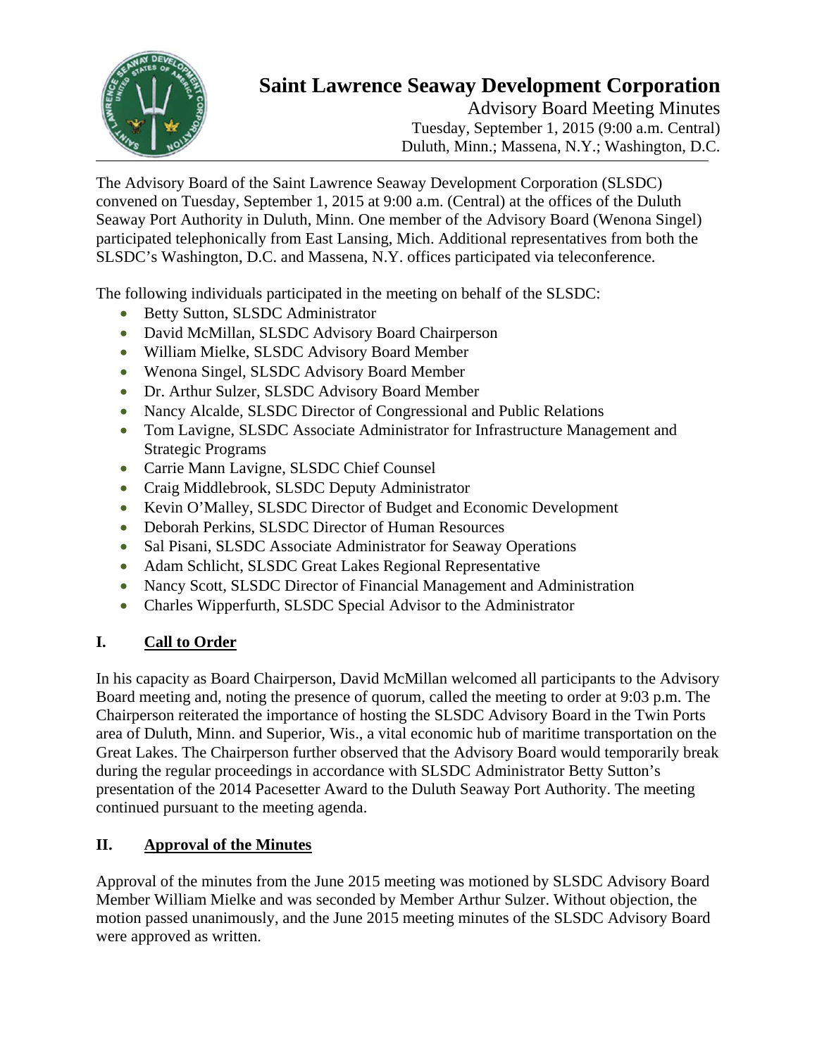# Saint Lawrence Seaway Development Corporation

Advisory Board Meeting Minutes
Tuesday, September 1, 2015 (9:00 a.m. Central)
Duluth, Minn.; Massena, N.Y.; Washington, D.C.

The Advisory Board of the Saint Lawrence Seaway Development Corporation (SLSDC) convened on Tuesday, September 1, 2015 at 9:00 a.m. (Central) at the offices of the Duluth Seaway Port Authority in Duluth, Minn. One member of the Advisory Board (Wenona Singel) participated telephonically from East Lansing, Mich. Additional representatives from both the SLSDC's Washington, D.C. and Massena, N.Y. offices participated via teleconference.

The following individuals participated in the meeting on behalf of the SLSDC:

- Betty Sutton, SLSDC Administrator
- David McMillan, SLSDC Advisory Board Chairperson
- William Mielke, SLSDC Advisory Board Member
- Wenona Singel, SLSDC Advisory Board Member
- Dr. Arthur Sulzer, SLSDC Advisory Board Member
- Nancy Alcalde, SLSDC Director of Congressional and Public Relations
- Tom Lavigne, SLSDC Associate Administrator for Infrastructure Management and Strategic Programs
- Carrie Mann Lavigne, SLSDC Chief Counsel
- Craig Middlebrook, SLSDC Deputy Administrator
- Kevin O'Malley, SLSDC Director of Budget and Economic Development
- Deborah Perkins, SLSDC Director of Human Resources
- Sal Pisani, SLSDC Associate Administrator for Seaway Operations
- Adam Schlicht, SLSDC Great Lakes Regional Representative
- Nancy Scott, SLSDC Director of Financial Management and Administration
- Charles Wipperfurth, SLSDC Special Advisor to the Administrator

## I. <u>Call to Order</u>

In his capacity as Board Chairperson, David McMillan welcomed all participants to the Advisory Board meeting and, noting the presence of quorum, called the meeting to order at 9:03 p.m. The Chairperson reiterated the importance of hosting the SLSDC Advisory Board in the Twin Ports area of Duluth, Minn. and Superior, Wis., a vital economic hub of maritime transportation on the Great Lakes. The Chairperson further observed that the Advisory Board would temporarily break during the regular proceedings in accordance with SLSDC Administrator Betty Sutton's presentation of the 2014 Pacesetter Award to the Duluth Seaway Port Authority. The meeting continued pursuant to the meeting agenda.

## II. <u>Approval of the Minutes</u>

Approval of the minutes from the June 2015 meeting was motioned by SLSDC Advisory Board Member William Mielke and was seconded by Member Arthur Sulzer. Without objection, the motion passed unanimously, and the June 2015 meeting minutes of the SLSDC Advisory Board were approved as written.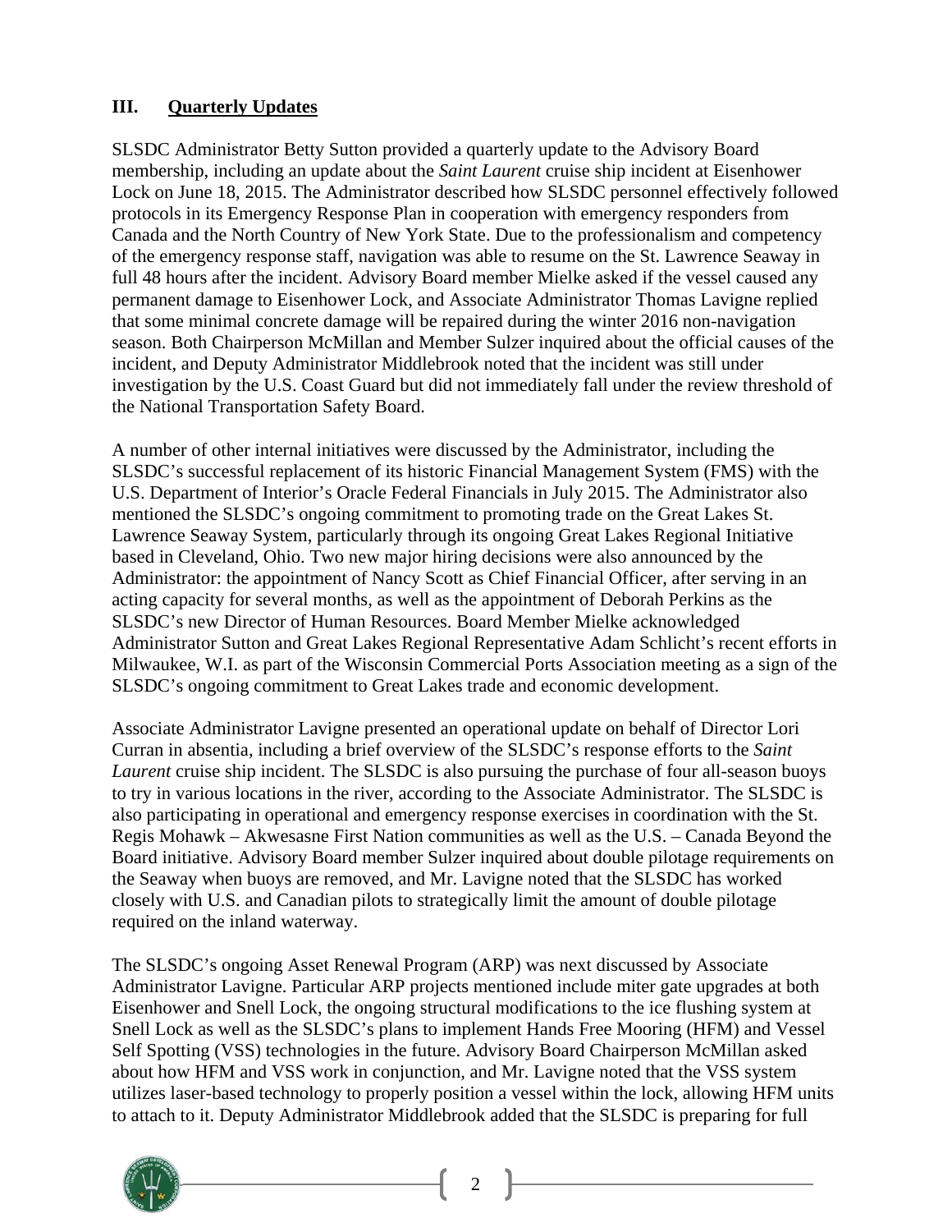## III. Quarterly Updates

SLSDC Administrator Betty Sutton provided a quarterly update to the Advisory Board membership, including an update about the *Saint Laurent* cruise ship incident at Eisenhower Lock on June 18, 2015. The Administrator described how SLSDC personnel effectively followed protocols in its Emergency Response Plan in cooperation with emergency responders from Canada and the North Country of New York State. Due to the professionalism and competency of the emergency response staff, navigation was able to resume on the St. Lawrence Seaway in full 48 hours after the incident. Advisory Board member Mielke asked if the vessel caused any permanent damage to Eisenhower Lock, and Associate Administrator Thomas Lavigne replied that some minimal concrete damage will be repaired during the winter 2016 non-navigation season. Both Chairperson McMillan and Member Sulzer inquired about the official causes of the incident, and Deputy Administrator Middlebrook noted that the incident was still under investigation by the U.S. Coast Guard but did not immediately fall under the review threshold of the National Transportation Safety Board.

A number of other internal initiatives were discussed by the Administrator, including the SLSDC's successful replacement of its historic Financial Management System (FMS) with the U.S. Department of Interior's Oracle Federal Financials in July 2015. The Administrator also mentioned the SLSDC's ongoing commitment to promoting trade on the Great Lakes St. Lawrence Seaway System, particularly through its ongoing Great Lakes Regional Initiative based in Cleveland, Ohio. Two new major hiring decisions were also announced by the Administrator: the appointment of Nancy Scott as Chief Financial Officer, after serving in an acting capacity for several months, as well as the appointment of Deborah Perkins as the SLSDC's new Director of Human Resources. Board Member Mielke acknowledged Administrator Sutton and Great Lakes Regional Representative Adam Schlicht's recent efforts in Milwaukee, W.I. as part of the Wisconsin Commercial Ports Association meeting as a sign of the SLSDC's ongoing commitment to Great Lakes trade and economic development.

Associate Administrator Lavigne presented an operational update on behalf of Director Lori Curran in absentia, including a brief overview of the SLSDC's response efforts to the *Saint Laurent* cruise ship incident. The SLSDC is also pursuing the purchase of four all-season buoys to try in various locations in the river, according to the Associate Administrator. The SLSDC is also participating in operational and emergency response exercises in coordination with the St. Regis Mohawk – Akwesasne First Nation communities as well as the U.S. – Canada Beyond the Board initiative. Advisory Board member Sulzer inquired about double pilotage requirements on the Seaway when buoys are removed, and Mr. Lavigne noted that the SLSDC has worked closely with U.S. and Canadian pilots to strategically limit the amount of double pilotage required on the inland waterway.

The SLSDC's ongoing Asset Renewal Program (ARP) was next discussed by Associate Administrator Lavigne. Particular ARP projects mentioned include miter gate upgrades at both Eisenhower and Snell Lock, the ongoing structural modifications to the ice flushing system at Snell Lock as well as the SLSDC's plans to implement Hands Free Mooring (HFM) and Vessel Self Spotting (VSS) technologies in the future. Advisory Board Chairperson McMillan asked about how HFM and VSS work in conjunction, and Mr. Lavigne noted that the VSS system utilizes laser-based technology to properly position a vessel within the lock, allowing HFM units to attach to it. Deputy Administrator Middlebrook added that the SLSDC is preparing for full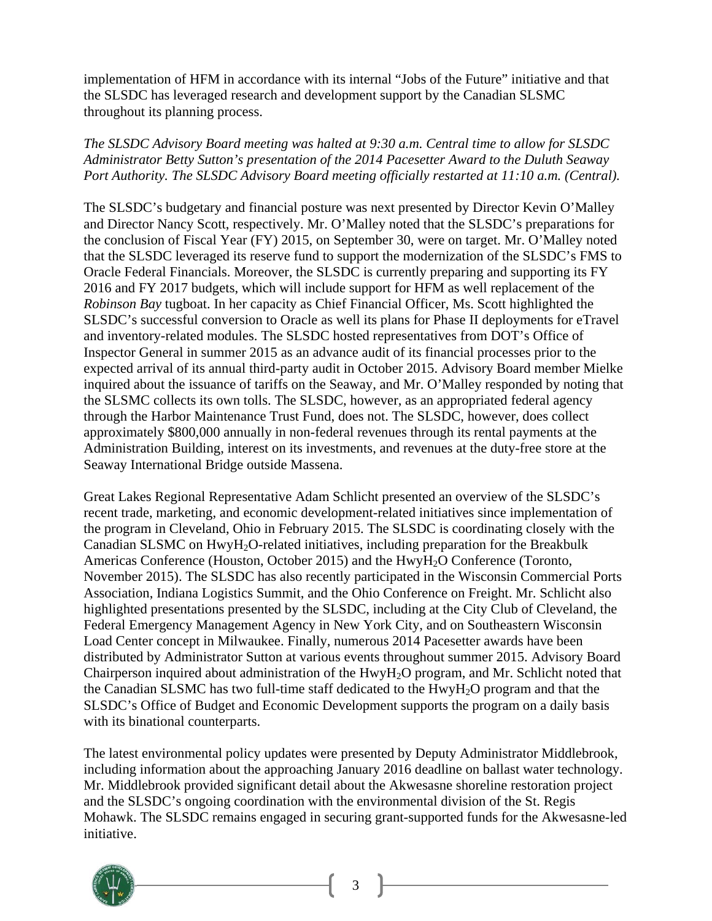implementation of HFM in accordance with its internal "Jobs of the Future" initiative and that the SLSDC has leveraged research and development support by the Canadian SLSMC throughout its planning process.

*The SLSDC Advisory Board meeting was halted at 9:30 a.m. Central time to allow for SLSDC Administrator Betty Sutton's presentation of the 2014 Pacesetter Award to the Duluth Seaway Port Authority. The SLSDC Advisory Board meeting officially restarted at 11:10 a.m. (Central).*

The SLSDC's budgetary and financial posture was next presented by Director Kevin O'Malley and Director Nancy Scott, respectively. Mr. O'Malley noted that the SLSDC's preparations for the conclusion of Fiscal Year (FY) 2015, on September 30, were on target. Mr. O'Malley noted that the SLSDC leveraged its reserve fund to support the modernization of the SLSDC's FMS to Oracle Federal Financials. Moreover, the SLSDC is currently preparing and supporting its FY 2016 and FY 2017 budgets, which will include support for HFM as well replacement of the *Robinson Bay* tugboat. In her capacity as Chief Financial Officer, Ms. Scott highlighted the SLSDC's successful conversion to Oracle as well its plans for Phase II deployments for eTravel and inventory-related modules. The SLSDC hosted representatives from DOT's Office of Inspector General in summer 2015 as an advance audit of its financial processes prior to the expected arrival of its annual third-party audit in October 2015. Advisory Board member Mielke inquired about the issuance of tariffs on the Seaway, and Mr. O'Malley responded by noting that the SLSMC collects its own tolls. The SLSDC, however, as an appropriated federal agency through the Harbor Maintenance Trust Fund, does not. The SLSDC, however, does collect approximately $800,000 annually in non-federal revenues through its rental payments at the Administration Building, interest on its investments, and revenues at the duty-free store at the Seaway International Bridge outside Massena.

Great Lakes Regional Representative Adam Schlicht presented an overview of the SLSDC's recent trade, marketing, and economic development-related initiatives since implementation of the program in Cleveland, Ohio in February 2015. The SLSDC is coordinating closely with the Canadian SLSMC on Hwy$H_2O$-related initiatives, including preparation for the Breakbulk Americas Conference (Houston, October 2015) and the Hwy$H_2O$ Conference (Toronto, November 2015). The SLSDC has also recently participated in the Wisconsin Commercial Ports Association, Indiana Logistics Summit, and the Ohio Conference on Freight. Mr. Schlicht also highlighted presentations presented by the SLSDC, including at the City Club of Cleveland, the Federal Emergency Management Agency in New York City, and on Southeastern Wisconsin Load Center concept in Milwaukee. Finally, numerous 2014 Pacesetter awards have been distributed by Administrator Sutton at various events throughout summer 2015. Advisory Board Chairperson inquired about administration of the Hwy$H_2O$ program, and Mr. Schlicht noted that the Canadian SLSMC has two full-time staff dedicated to the Hwy$H_2O$ program and that the SLSDC's Office of Budget and Economic Development supports the program on a daily basis with its binational counterparts.

The latest environmental policy updates were presented by Deputy Administrator Middlebrook, including information about the approaching January 2016 deadline on ballast water technology. Mr. Middlebrook provided significant detail about the Akwesasne shoreline restoration project and the SLSDC's ongoing coordination with the environmental division of the St. Regis Mohawk. The SLSDC remains engaged in securing grant-supported funds for the Akwesasne-led initiative.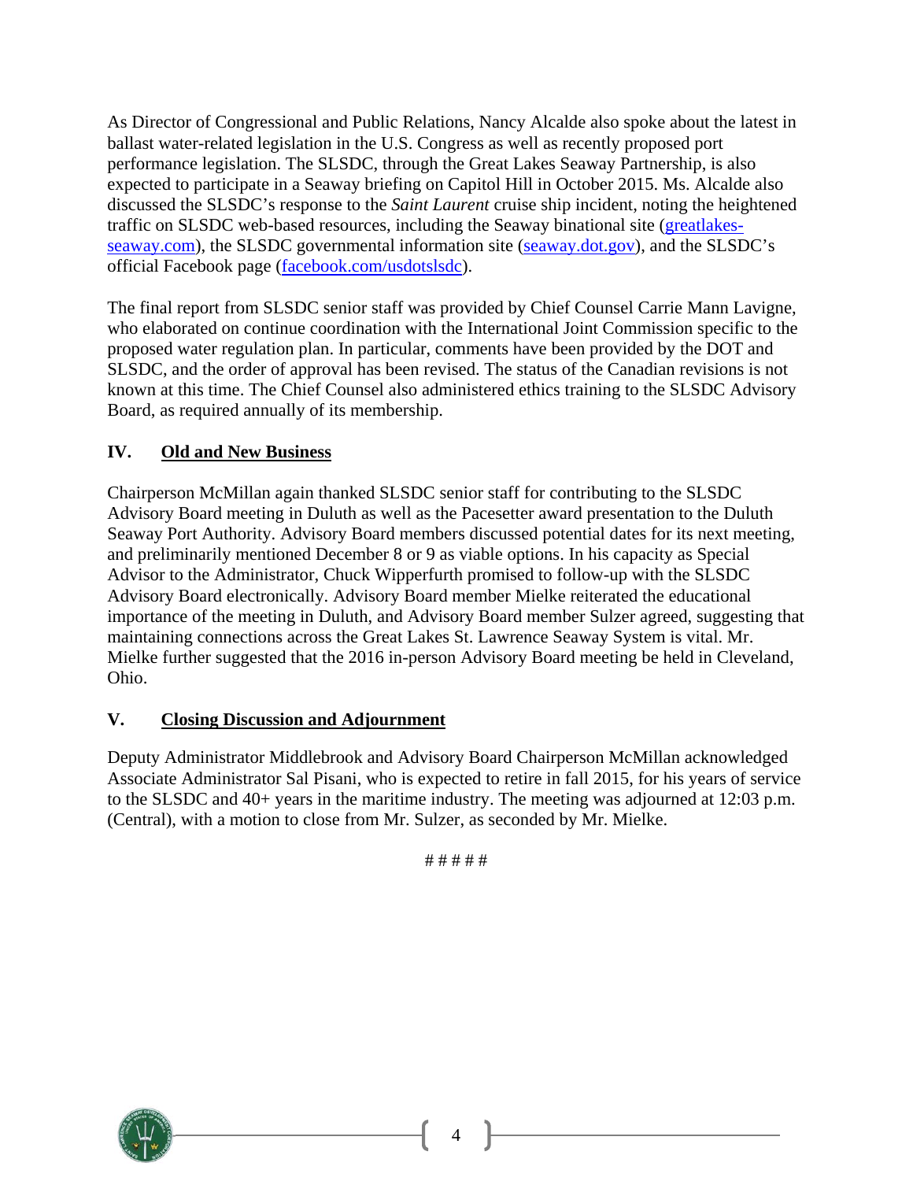As Director of Congressional and Public Relations, Nancy Alcalde also spoke about the latest in ballast water-related legislation in the U.S. Congress as well as recently proposed port performance legislation. The SLSDC, through the Great Lakes Seaway Partnership, is also expected to participate in a Seaway briefing on Capitol Hill in October 2015. Ms. Alcalde also discussed the SLSDC's response to the *Saint Laurent* cruise ship incident, noting the heightened traffic on SLSDC web-based resources, including the Seaway binational site (greatlakes-seaway.com), the SLSDC governmental information site (seaway.dot.gov), and the SLSDC's official Facebook page (facebook.com/usdotslsdc).

The final report from SLSDC senior staff was provided by Chief Counsel Carrie Mann Lavigne, who elaborated on continue coordination with the International Joint Commission specific to the proposed water regulation plan. In particular, comments have been provided by the DOT and SLSDC, and the order of approval has been revised. The status of the Canadian revisions is not known at this time. The Chief Counsel also administered ethics training to the SLSDC Advisory Board, as required annually of its membership.

## IV. Old and New Business

Chairperson McMillan again thanked SLSDC senior staff for contributing to the SLSDC Advisory Board meeting in Duluth as well as the Pacesetter award presentation to the Duluth Seaway Port Authority. Advisory Board members discussed potential dates for its next meeting, and preliminarily mentioned December 8 or 9 as viable options. In his capacity as Special Advisor to the Administrator, Chuck Wipperfurth promised to follow-up with the SLSDC Advisory Board electronically. Advisory Board member Mielke reiterated the educational importance of the meeting in Duluth, and Advisory Board member Sulzer agreed, suggesting that maintaining connections across the Great Lakes St. Lawrence Seaway System is vital. Mr. Mielke further suggested that the 2016 in-person Advisory Board meeting be held in Cleveland, Ohio.

## V. Closing Discussion and Adjournment

Deputy Administrator Middlebrook and Advisory Board Chairperson McMillan acknowledged Associate Administrator Sal Pisani, who is expected to retire in fall 2015, for his years of service to the SLSDC and 40+ years in the maritime industry. The meeting was adjourned at 12:03 p.m. (Central), with a motion to close from Mr. Sulzer, as seconded by Mr. Mielke.

# # # # #